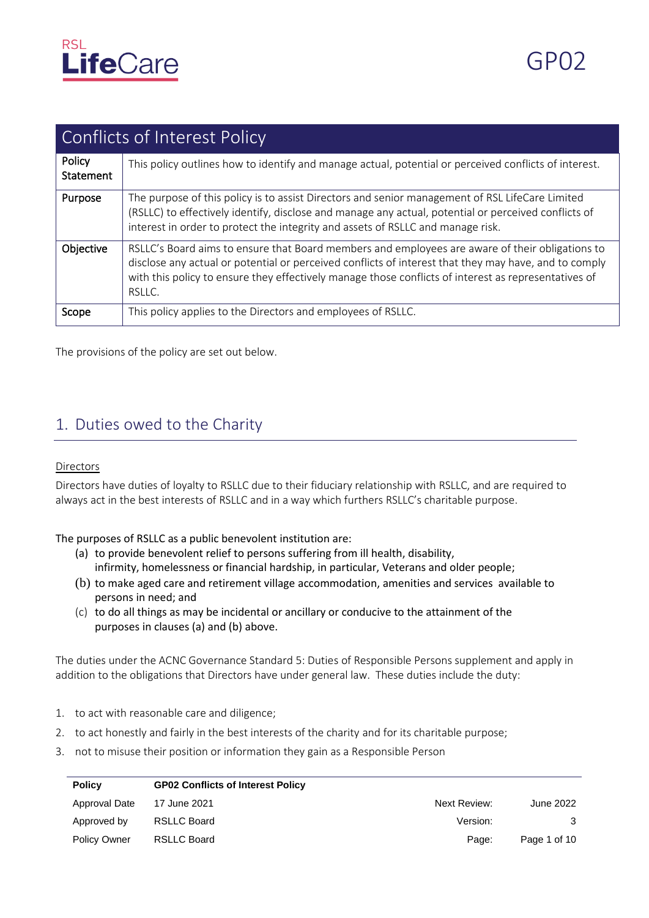GP02

# Conflicts of Interest Policy

| | |
|---|---|
| **Policy Statement** | This policy outlines how to identify and manage actual, potential or perceived conflicts of interest. |
| **Purpose** | The purpose of this policy is to assist Directors and senior management of RSL LifeCare Limited (RSLLC) to effectively identify, disclose and manage any actual, potential or perceived conflicts of interest in order to protect the integrity and assets of RSLLC and manage risk. |
| **Objective** | RSLLC's Board aims to ensure that Board members and employees are aware of their obligations to disclose any actual or potential or perceived conflicts of interest that they may have, and to comply with this policy to ensure they effectively manage those conflicts of interest as representatives of RSLLC. |
| **Scope** | This policy applies to the Directors and employees of RSLLC. |

The provisions of the policy are set out below.

## 1. Duties owed to the Charity

<u>Directors</u>

Directors have duties of loyalty to RSLLC due to their fiduciary relationship with RSLLC, and are required to always act in the best interests of RSLLC and in a way which furthers RSLLC's charitable purpose.

The purposes of RSLLC as a public benevolent institution are:

(a) to provide benevolent relief to persons suffering from ill health, disability, infirmity, homelessness or financial hardship, in particular, Veterans and older people;

(b) to make aged care and retirement village accommodation, amenities and services available to persons in need; and

(c) to do all things as may be incidental or ancillary or conducive to the attainment of the purposes in clauses (a) and (b) above.

The duties under the ACNC Governance Standard 5: Duties of Responsible Persons supplement and apply in addition to the obligations that Directors have under general law. These duties include the duty:

1. to act with reasonable care and diligence;
2. to act honestly and fairly in the best interests of the charity and for its charitable purpose;
3. not to misuse their position or information they gain as a Responsible Person

| Policy | GP02 Conflicts of Interest Policy | | |
|---|---|---|---|
| Approval Date | 17 June 2021 | Next Review: | June 2022 |
| Approved by | RSLLC Board | Version: | 3 |
| Policy Owner | RSLLC Board | | |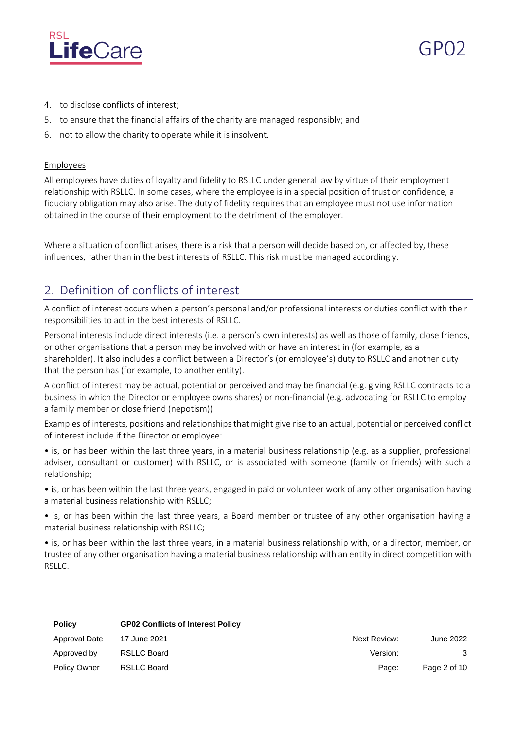4. to disclose conflicts of interest;
5. to ensure that the financial affairs of the charity are managed responsibly; and
6. not to allow the charity to operate while it is insolvent.

Employees

All employees have duties of loyalty and fidelity to RSLLC under general law by virtue of their employment relationship with RSLLC. In some cases, where the employee is in a special position of trust or confidence, a fiduciary obligation may also arise. The duty of fidelity requires that an employee must not use information obtained in the course of their employment to the detriment of the employer.

Where a situation of conflict arises, there is a risk that a person will decide based on, or affected by, these influences, rather than in the best interests of RSLLC. This risk must be managed accordingly.

## 2. Definition of conflicts of interest

A conflict of interest occurs when a person's personal and/or professional interests or duties conflict with their responsibilities to act in the best interests of RSLLC.

Personal interests include direct interests (i.e. a person's own interests) as well as those of family, close friends, or other organisations that a person may be involved with or have an interest in (for example, as a shareholder). It also includes a conflict between a Director's (or employee's) duty to RSLLC and another duty that the person has (for example, to another entity).

A conflict of interest may be actual, potential or perceived and may be financial (e.g. giving RSLLC contracts to a business in which the Director or employee owns shares) or non-financial (e.g. advocating for RSLLC to employ a family member or close friend (nepotism)).

Examples of interests, positions and relationships that might give rise to an actual, potential or perceived conflict of interest include if the Director or employee:

- is, or has been within the last three years, in a material business relationship (e.g. as a supplier, professional adviser, consultant or customer) with RSLLC, or is associated with someone (family or friends) with such a relationship;
- is, or has been within the last three years, engaged in paid or volunteer work of any other organisation having a material business relationship with RSLLC;
- is, or has been within the last three years, a Board member or trustee of any other organisation having a material business relationship with RSLLC;
- is, or has been within the last three years, in a material business relationship with, or a director, member, or trustee of any other organisation having a material business relationship with an entity in direct competition with RSLLC.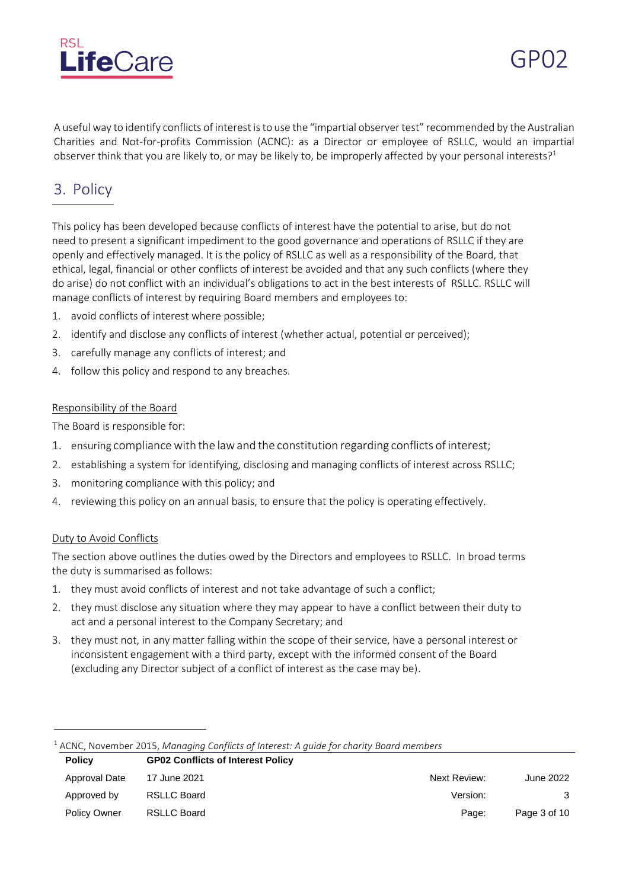A useful way to identify conflicts of interest is to use the "impartial observer test" recommended by the Australian Charities and Not-for-profits Commission (ACNC): as a Director or employee of RSLLC, would an impartial observer think that you are likely to, or may be likely to, be improperly affected by your personal interests?[1]

## 3. Policy

This policy has been developed because conflicts of interest have the potential to arise, but do not need to present a significant impediment to the good governance and operations of RSLLC if they are openly and effectively managed. It is the policy of RSLLC as well as a responsibility of the Board, that ethical, legal, financial or other conflicts of interest be avoided and that any such conflicts (where they do arise) do not conflict with an individual's obligations to act in the best interests of RSLLC. RSLLC will manage conflicts of interest by requiring Board members and employees to:

1. avoid conflicts of interest where possible;
2. identify and disclose any conflicts of interest (whether actual, potential or perceived);
3. carefully manage any conflicts of interest; and
4. follow this policy and respond to any breaches.

### Responsibility of the Board

The Board is responsible for:

1. ensuring compliance with the law and the constitution regarding conflicts of interest;
2. establishing a system for identifying, disclosing and managing conflicts of interest across RSLLC;
3. monitoring compliance with this policy; and
4. reviewing this policy on an annual basis, to ensure that the policy is operating effectively.

### Duty to Avoid Conflicts

The section above outlines the duties owed by the Directors and employees to RSLLC. In broad terms the duty is summarised as follows:

1. they must avoid conflicts of interest and not take advantage of such a conflict;
2. they must disclose any situation where they may appear to have a conflict between their duty to act and a personal interest to the Company Secretary; and
3. they must not, in any matter falling within the scope of their service, have a personal interest or inconsistent engagement with a third party, except with the informed consent of the Board (excluding any Director subject of a conflict of interest as the case may be).

---

[1] ACNC, November 2015, *Managing Conflicts of Interest: A guide for charity Board members*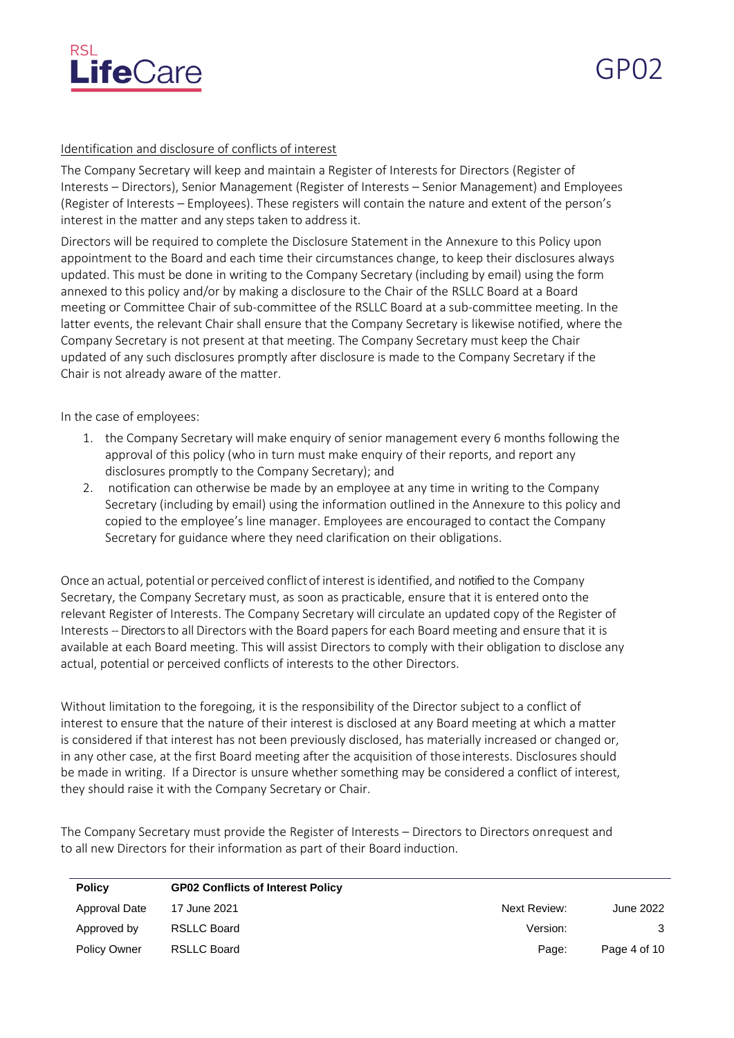Identification and disclosure of conflicts of interest

The Company Secretary will keep and maintain a Register of Interests for Directors (Register of Interests – Directors), Senior Management (Register of Interests – Senior Management) and Employees (Register of Interests – Employees). These registers will contain the nature and extent of the person's interest in the matter and any steps taken to address it.

Directors will be required to complete the Disclosure Statement in the Annexure to this Policy upon appointment to the Board and each time their circumstances change, to keep their disclosures always updated. This must be done in writing to the Company Secretary (including by email) using the form annexed to this policy and/or by making a disclosure to the Chair of the RSLLC Board at a Board meeting or Committee Chair of sub-committee of the RSLLC Board at a sub-committee meeting. In the latter events, the relevant Chair shall ensure that the Company Secretary is likewise notified, where the Company Secretary is not present at that meeting. The Company Secretary must keep the Chair updated of any such disclosures promptly after disclosure is made to the Company Secretary if the Chair is not already aware of the matter.

In the case of employees:

1. the Company Secretary will make enquiry of senior management every 6 months following the approval of this policy (who in turn must make enquiry of their reports, and report any disclosures promptly to the Company Secretary); and
2. notification can otherwise be made by an employee at any time in writing to the Company Secretary (including by email) using the information outlined in the Annexure to this policy and copied to the employee's line manager. Employees are encouraged to contact the Company Secretary for guidance where they need clarification on their obligations.

Once an actual, potential or perceived conflict of interest is identified, and notified to the Company Secretary, the Company Secretary must, as soon as practicable, ensure that it is entered onto the relevant Register of Interests. The Company Secretary will circulate an updated copy of the Register of Interests – Directors to all Directors with the Board papers for each Board meeting and ensure that it is available at each Board meeting. This will assist Directors to comply with their obligation to disclose any actual, potential or perceived conflicts of interests to the other Directors.

Without limitation to the foregoing, it is the responsibility of the Director subject to a conflict of interest to ensure that the nature of their interest is disclosed at any Board meeting at which a matter is considered if that interest has not been previously disclosed, has materially increased or changed or, in any other case, at the first Board meeting after the acquisition of those interests. Disclosures should be made in writing. If a Director is unsure whether something may be considered a conflict of interest, they should raise it with the Company Secretary or Chair.

The Company Secretary must provide the Register of Interests – Directors to Directors on request and to all new Directors for their information as part of their Board induction.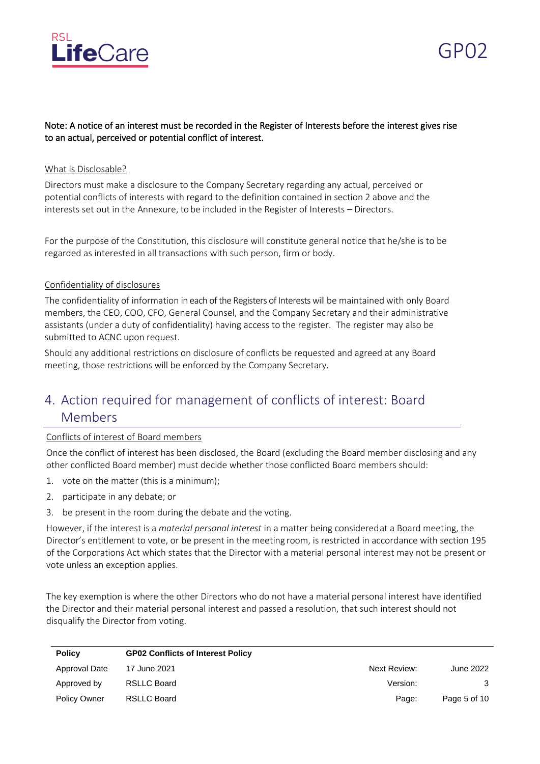Note: A notice of an interest must be recorded in the Register of Interests before the interest gives rise to an actual, perceived or potential conflict of interest.

What is Disclosable?

Directors must make a disclosure to the Company Secretary regarding any actual, perceived or potential conflicts of interests with regard to the definition contained in section 2 above and the interests set out in the Annexure, to be included in the Register of Interests – Directors.

For the purpose of the Constitution, this disclosure will constitute general notice that he/she is to be regarded as interested in all transactions with such person, firm or body.

Confidentiality of disclosures

The confidentiality of information in each of the Registers of Interests will be maintained with only Board members, the CEO, COO, CFO, General Counsel, and the Company Secretary and their administrative assistants (under a duty of confidentiality) having access to the register. The register may also be submitted to ACNC upon request.

Should any additional restrictions on disclosure of conflicts be requested and agreed at any Board meeting, those restrictions will be enforced by the Company Secretary.

## 4. Action required for management of conflicts of interest: Board Members

Conflicts of interest of Board members

Once the conflict of interest has been disclosed, the Board (excluding the Board member disclosing and any other conflicted Board member) must decide whether those conflicted Board members should:

1. vote on the matter (this is a minimum);
2. participate in any debate; or
3. be present in the room during the debate and the voting.

However, if the interest is a *material personal interest* in a matter being considered at a Board meeting, the Director's entitlement to vote, or be present in the meeting room, is restricted in accordance with section 195 of the Corporations Act which states that the Director with a material personal interest may not be present or vote unless an exception applies.

The key exemption is where the other Directors who do not have a material personal interest have identified the Director and their material personal interest and passed a resolution, that such interest should not disqualify the Director from voting.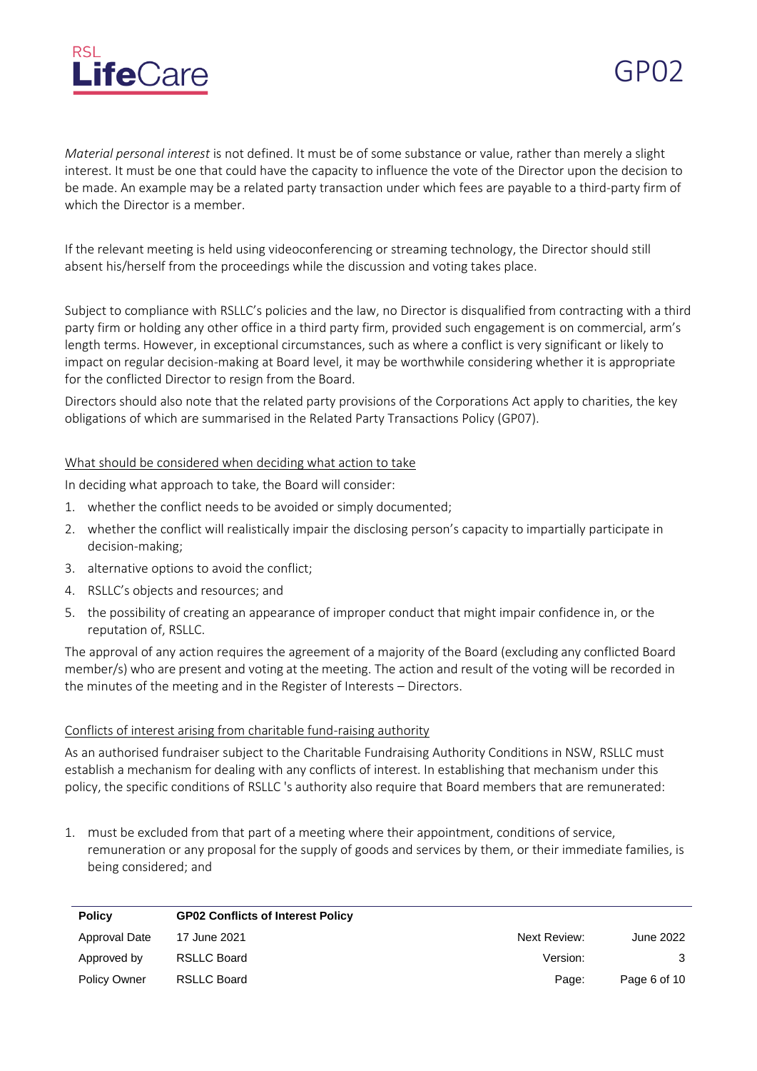*Material personal interest* is not defined. It must be of some substance or value, rather than merely a slight interest. It must be one that could have the capacity to influence the vote of the Director upon the decision to be made. An example may be a related party transaction under which fees are payable to a third-party firm of which the Director is a member.

If the relevant meeting is held using videoconferencing or streaming technology, the Director should still absent his/herself from the proceedings while the discussion and voting takes place.

Subject to compliance with RSLLC's policies and the law, no Director is disqualified from contracting with a third party firm or holding any other office in a third party firm, provided such engagement is on commercial, arm's length terms. However, in exceptional circumstances, such as where a conflict is very significant or likely to impact on regular decision-making at Board level, it may be worthwhile considering whether it is appropriate for the conflicted Director to resign from the Board.

Directors should also note that the related party provisions of the Corporations Act apply to charities, the key obligations of which are summarised in the Related Party Transactions Policy (GP07).

<u>What should be considered when deciding what action to take</u>

In deciding what approach to take, the Board will consider:

1. whether the conflict needs to be avoided or simply documented;
2. whether the conflict will realistically impair the disclosing person's capacity to impartially participate in decision-making;
3. alternative options to avoid the conflict;
4. RSLLC's objects and resources; and
5. the possibility of creating an appearance of improper conduct that might impair confidence in, or the reputation of, RSLLC.

The approval of any action requires the agreement of a majority of the Board (excluding any conflicted Board member/s) who are present and voting at the meeting. The action and result of the voting will be recorded in the minutes of the meeting and in the Register of Interests – Directors.

<u>Conflicts of interest arising from charitable fund-raising authority</u>

As an authorised fundraiser subject to the Charitable Fundraising Authority Conditions in NSW, RSLLC must establish a mechanism for dealing with any conflicts of interest. In establishing that mechanism under this policy, the specific conditions of RSLLC 's authority also require that Board members that are remunerated:

1. must be excluded from that part of a meeting where their appointment, conditions of service, remuneration or any proposal for the supply of goods and services by them, or their immediate families, is being considered; and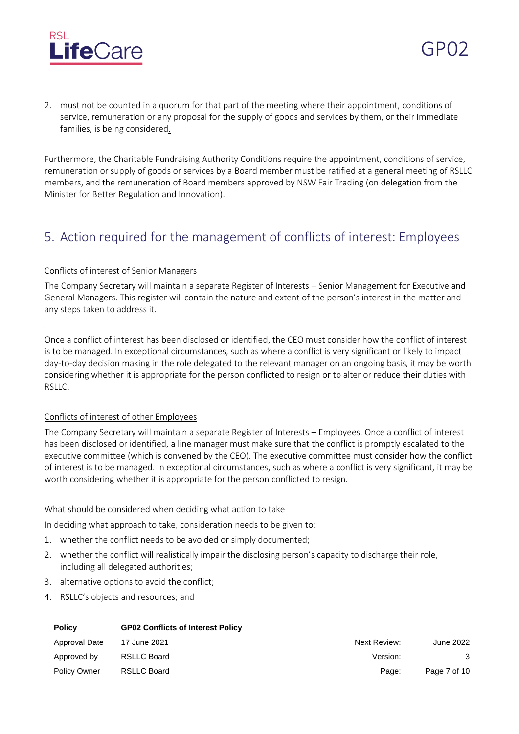2. must not be counted in a quorum for that part of the meeting where their appointment, conditions of service, remuneration or any proposal for the supply of goods and services by them, or their immediate families, is being considered.

Furthermore, the Charitable Fundraising Authority Conditions require the appointment, conditions of service, remuneration or supply of goods or services by a Board member must be ratified at a general meeting of RSLLC members, and the remuneration of Board members approved by NSW Fair Trading (on delegation from the Minister for Better Regulation and Innovation).

## 5. Action required for the management of conflicts of interest: Employees

### Conflicts of interest of Senior Managers

The Company Secretary will maintain a separate Register of Interests – Senior Management for Executive and General Managers. This register will contain the nature and extent of the person's interest in the matter and any steps taken to address it.

Once a conflict of interest has been disclosed or identified, the CEO must consider how the conflict of interest is to be managed. In exceptional circumstances, such as where a conflict is very significant or likely to impact day-to-day decision making in the role delegated to the relevant manager on an ongoing basis, it may be worth considering whether it is appropriate for the person conflicted to resign or to alter or reduce their duties with RSLLC.

### Conflicts of interest of other Employees

The Company Secretary will maintain a separate Register of Interests – Employees. Once a conflict of interest has been disclosed or identified, a line manager must make sure that the conflict is promptly escalated to the executive committee (which is convened by the CEO). The executive committee must consider how the conflict of interest is to be managed. In exceptional circumstances, such as where a conflict is very significant, it may be worth considering whether it is appropriate for the person conflicted to resign.

### What should be considered when deciding what action to take

In deciding what approach to take, consideration needs to be given to:

1. whether the conflict needs to be avoided or simply documented;
2. whether the conflict will realistically impair the disclosing person's capacity to discharge their role, including all delegated authorities;
3. alternative options to avoid the conflict;
4. RSLLC's objects and resources; and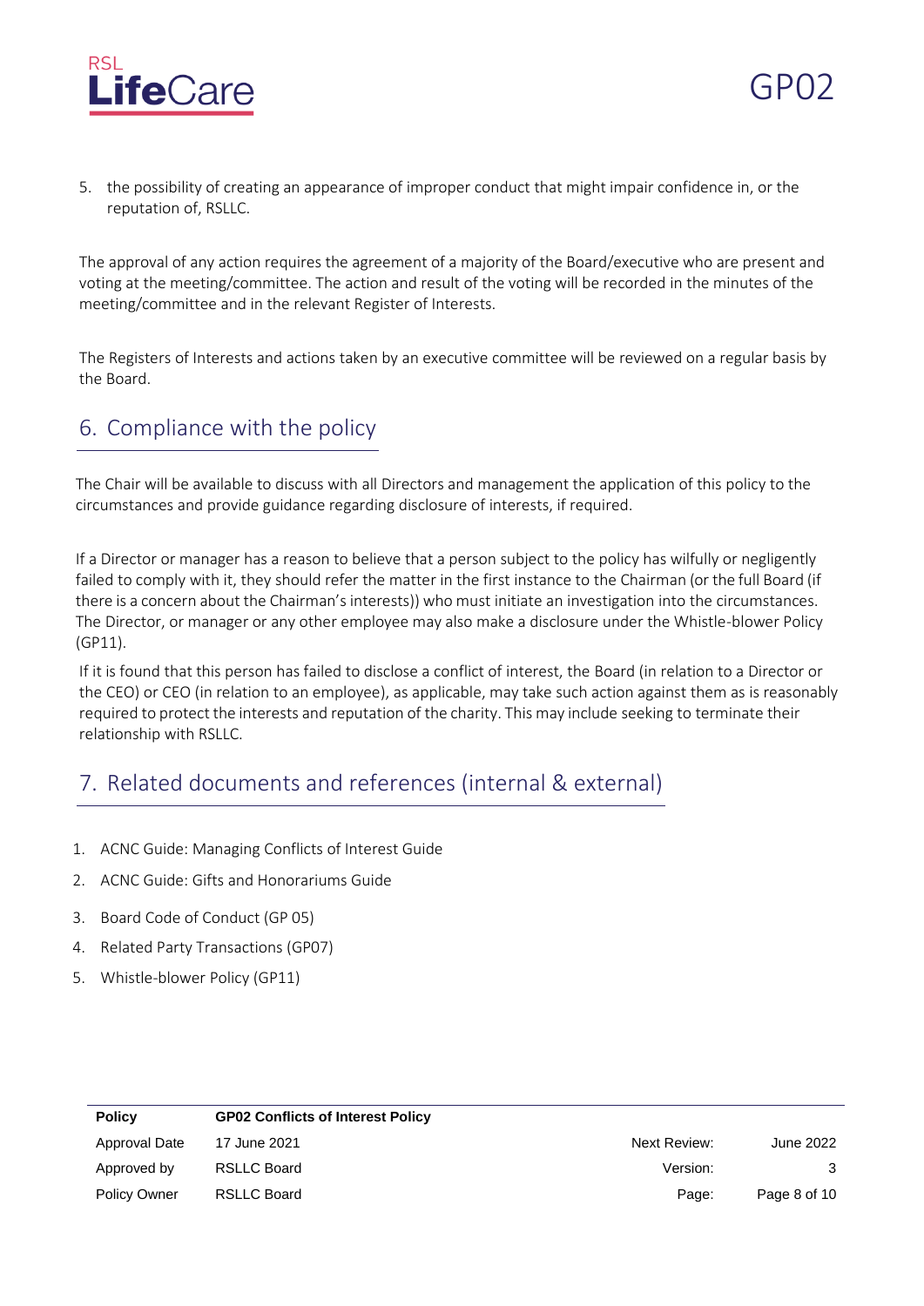5. the possibility of creating an appearance of improper conduct that might impair confidence in, or the reputation of, RSLLC.

The approval of any action requires the agreement of a majority of the Board/executive who are present and voting at the meeting/committee. The action and result of the voting will be recorded in the minutes of the meeting/committee and in the relevant Register of Interests.

The Registers of Interests and actions taken by an executive committee will be reviewed on a regular basis by the Board.

## 6. Compliance with the policy

The Chair will be available to discuss with all Directors and management the application of this policy to the circumstances and provide guidance regarding disclosure of interests, if required.

If a Director or manager has a reason to believe that a person subject to the policy has wilfully or negligently failed to comply with it, they should refer the matter in the first instance to the Chairman (or the full Board (if there is a concern about the Chairman's interests)) who must initiate an investigation into the circumstances. The Director, or manager or any other employee may also make a disclosure under the Whistle-blower Policy (GP11).

If it is found that this person has failed to disclose a conflict of interest, the Board (in relation to a Director or the CEO) or CEO (in relation to an employee), as applicable, may take such action against them as is reasonably required to protect the interests and reputation of the charity. This may include seeking to terminate their relationship with RSLLC.

## 7. Related documents and references (internal & external)

1. ACNC Guide: Managing Conflicts of Interest Guide
2. ACNC Guide: Gifts and Honorariums Guide
3. Board Code of Conduct (GP 05)
4. Related Party Transactions (GP07)
5. Whistle-blower Policy (GP11)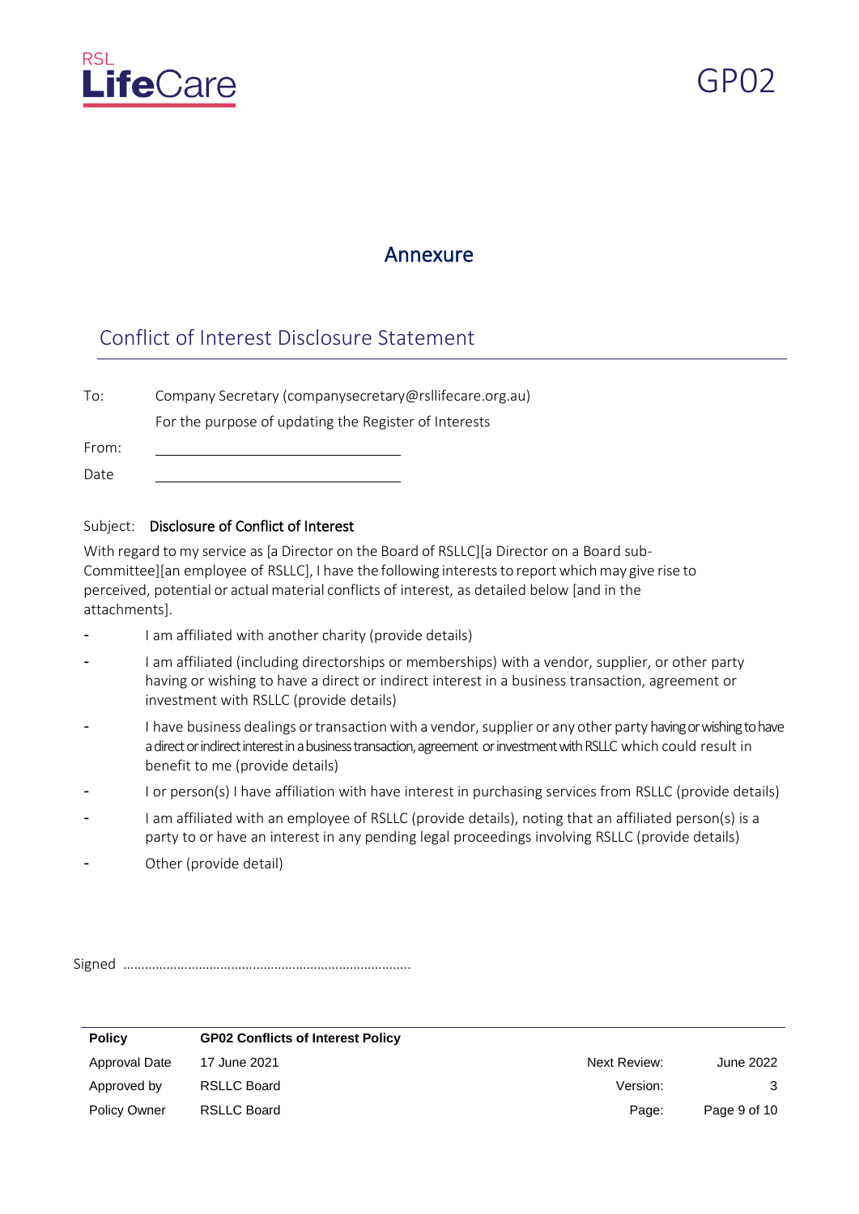## Annexure

### Conflict of Interest Disclosure Statement

To: Company Secretary (companysecretary@rsllifecare.org.au)

For the purpose of updating the Register of Interests

From: \_\_\_\_\_\_\_\_\_\_\_\_\_\_\_\_\_\_\_\_\_\_\_\_\_\_\_\_\_\_

Date \_\_\_\_\_\_\_\_\_\_\_\_\_\_\_\_\_\_\_\_\_\_\_\_\_\_\_\_\_\_

Subject: **Disclosure of Conflict of Interest**

With regard to my service as [a Director on the Board of RSLLC][a Director on a Board sub-Committee][an employee of RSLLC], I have the following interests to report which may give rise to perceived, potential or actual material conflicts of interest, as detailed below [and in the attachments].

- I am affiliated with another charity (provide details)
- I am affiliated (including directorships or memberships) with a vendor, supplier, or other party having or wishing to have a direct or indirect interest in a business transaction, agreement or investment with RSLLC (provide details)
- I have business dealings or transaction with a vendor, supplier or any other party having or wishing to have a direct or indirect interest in a business transaction, agreement or investment with RSLLC which could result in benefit to me (provide details)
- I or person(s) I have affiliation with have interest in purchasing services from RSLLC (provide details)
- I am affiliated with an employee of RSLLC (provide details), noting that an affiliated person(s) is a party to or have an interest in any pending legal proceedings involving RSLLC (provide details)
- Other (provide detail)

Signed ………………………………………………………………………

| Policy | GP02 Conflicts of Interest Policy | | |
|---|---|---|---|
| Approval Date | 17 June 2021 | Next Review: | June 2022 |
| Approved by | RSLLC Board | Version: | 3 |
| Policy Owner | RSLLC Board | | |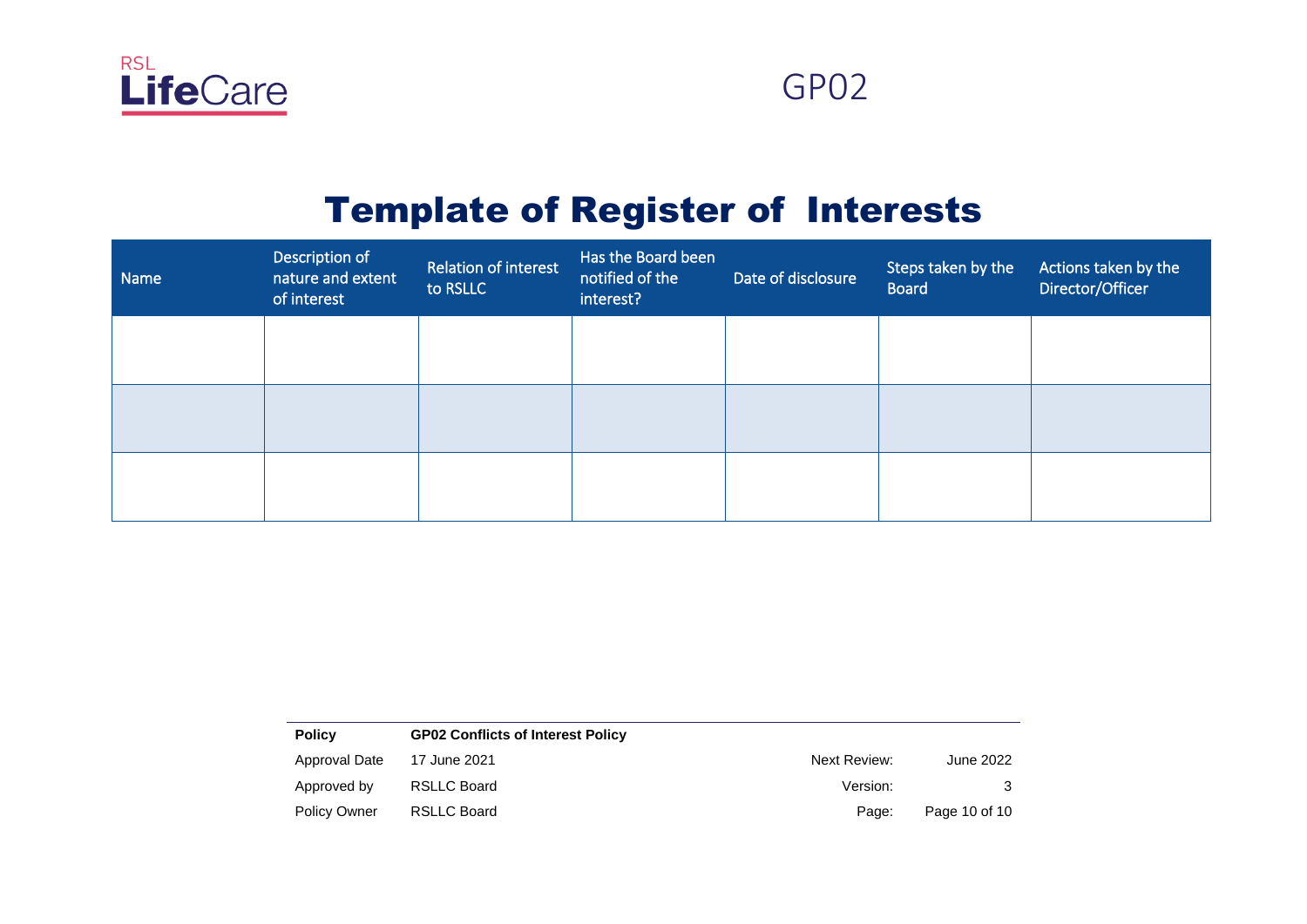# Template of Register of Interests

| Name | Description of nature and extent of interest | Relation of interest to RSLLC | Has the Board been notified of the interest? | Date of disclosure | Steps taken by the Board | Actions taken by the Director/Officer |
|---|---|---|---|---|---|---|
| | | | | | | |
| | | | | | | |
| | | | | | | |

| | | | |
|---|---|---|---|
| **Policy** | **GP02 Conflicts of Interest Policy** | | |
| Approval Date | 17 June 2021 | Next Review: | June 2022 |
| Approved by | RSLLC Board | Version: | 3 |
| Policy Owner | RSLLC Board | | |